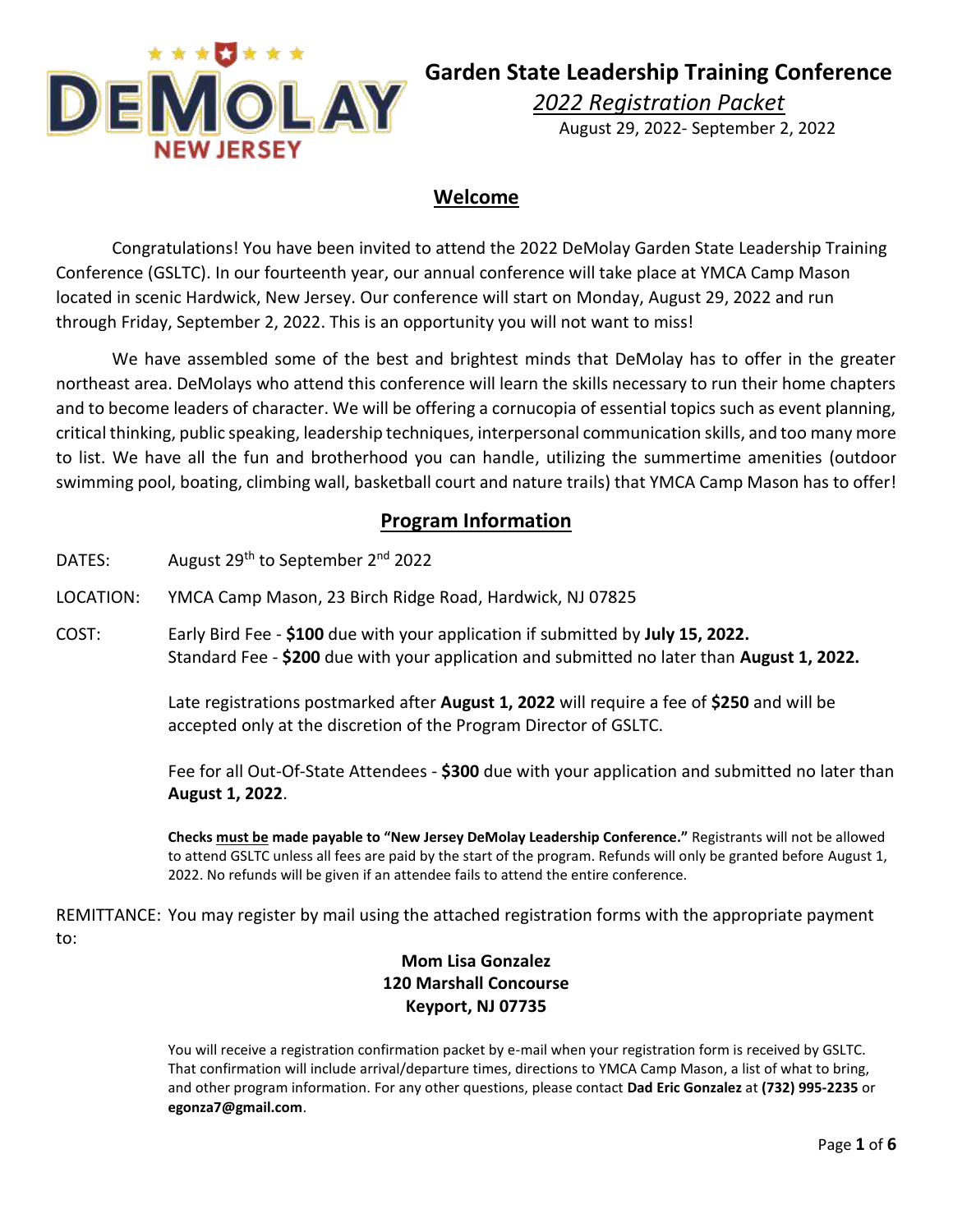# Garden State Leadership Training Conference

*2022 Registration Packet*

August 29, 2022- September 2, 2022

## Welcome

Congratulations! You have been invited to attend the 2022 DeMolay Garden State Leadership Training Conference (GSLTC). In our fourteenth year, our annual conference will take place at YMCA Camp Mason located in scenic Hardwick, New Jersey. Our conference will start on Monday, August 29, 2022 and run through Friday, September 2, 2022. This is an opportunity you will not want to miss!

We have assembled some of the best and brightest minds that DeMolay has to offer in the greater northeast area. DeMolays who attend this conference will learn the skills necessary to run their home chapters and to become leaders of character. We will be offering a cornucopia of essential topics such as event planning, critical thinking, public speaking, leadership techniques, interpersonal communication skills, and too many more to list. We have all the fun and brotherhood you can handle, utilizing the summertime amenities (outdoor swimming pool, boating, climbing wall, basketball court and nature trails) that YMCA Camp Mason has to offer!

## Program Information

DATES: August 29th to September 2nd 2022

LOCATION: YMCA Camp Mason, 23 Birch Ridge Road, Hardwick, NJ 07825

COST: Early Bird Fee - **$100** due with your application if submitted by **July 15, 2022.**
Standard Fee - **$200** due with your application and submitted no later than **August 1, 2022.**

Late registrations postmarked after **August 1, 2022** will require a fee of **$250** and will be accepted only at the discretion of the Program Director of GSLTC.

Fee for all Out-Of-State Attendees - **$300** due with your application and submitted no later than **August 1, 2022**.

**Checks must be made payable to "New Jersey DeMolay Leadership Conference."** Registrants will not be allowed to attend GSLTC unless all fees are paid by the start of the program. Refunds will only be granted before August 1, 2022. No refunds will be given if an attendee fails to attend the entire conference.

REMITTANCE: You may register by mail using the attached registration forms with the appropriate payment to:

**Mom Lisa Gonzalez**
**120 Marshall Concourse**
**Keyport, NJ 07735**

You will receive a registration confirmation packet by e-mail when your registration form is received by GSLTC. That confirmation will include arrival/departure times, directions to YMCA Camp Mason, a list of what to bring, and other program information. For any other questions, please contact **Dad Eric Gonzalez** at **(732) 995-2235** or **egonza7@gmail.com**.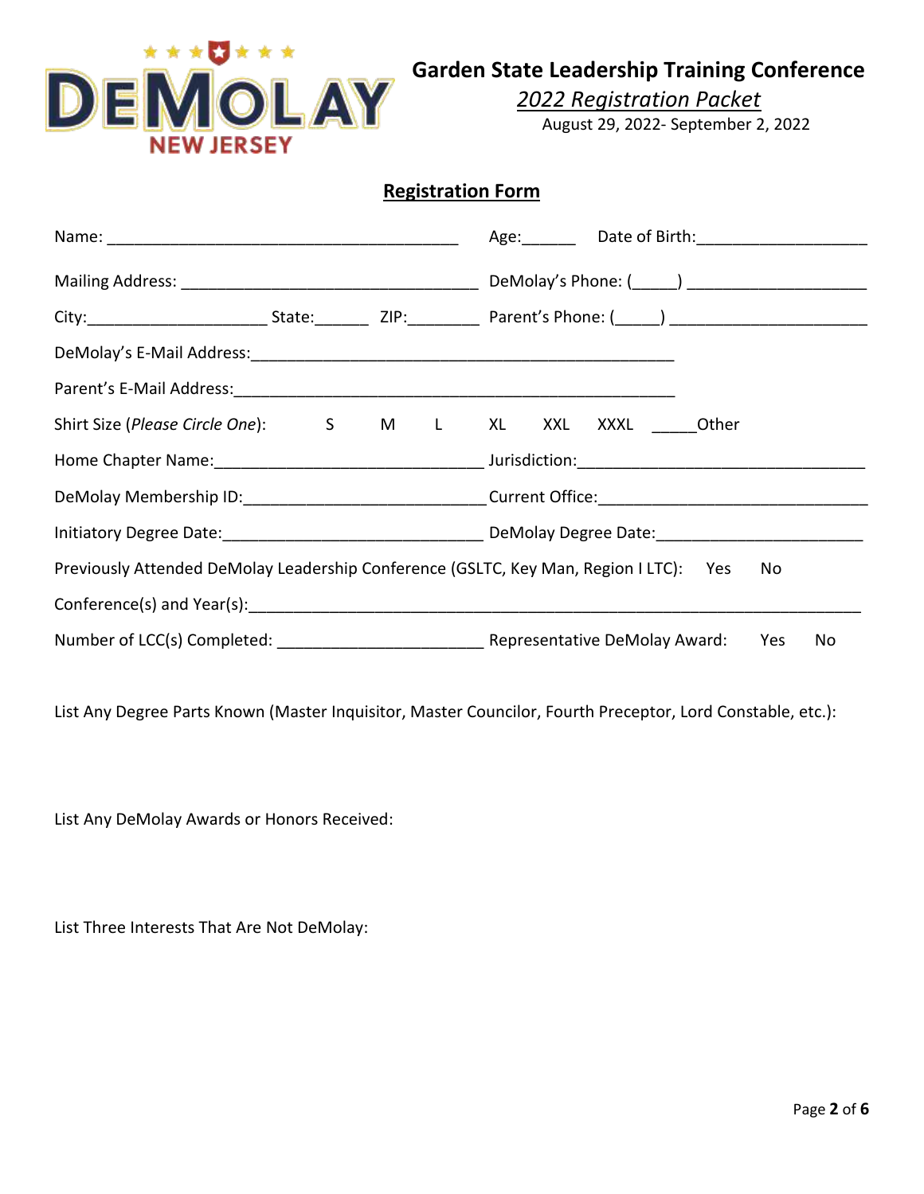# Garden State Leadership Training Conference

*2022 Registration Packet*

August 29, 2022- September 2, 2022

## Registration Form

Name: ________________________________________ Age:______ Date of Birth:___________________

Mailing Address: _________________________________ DeMolay's Phone: (_____) ____________________

City:____________________ State:______ ZIP:________ Parent's Phone: (_____) ______________________

DeMolay's E-Mail Address:_______________________________________________

Parent's E-Mail Address:_________________________________________________

Shirt Size (*Please Circle One*): S M L XL XXL XXXL _____Other

Home Chapter Name:______________________________ Jurisdiction:________________________________

DeMolay Membership ID:__________________________ Current Office:______________________________

Initiatory Degree Date:____________________________ DeMolay Degree Date:_______________________

Previously Attended DeMolay Leadership Conference (GSLTC, Key Man, Region I LTC): Yes No

Conference(s) and Year(s):_________________________________________________________________

Number of LCC(s) Completed: ______________________ Representative DeMolay Award: Yes No

List Any Degree Parts Known (Master Inquisitor, Master Councilor, Fourth Preceptor, Lord Constable, etc.):

List Any DeMolay Awards or Honors Received:

List Three Interests That Are Not DeMolay: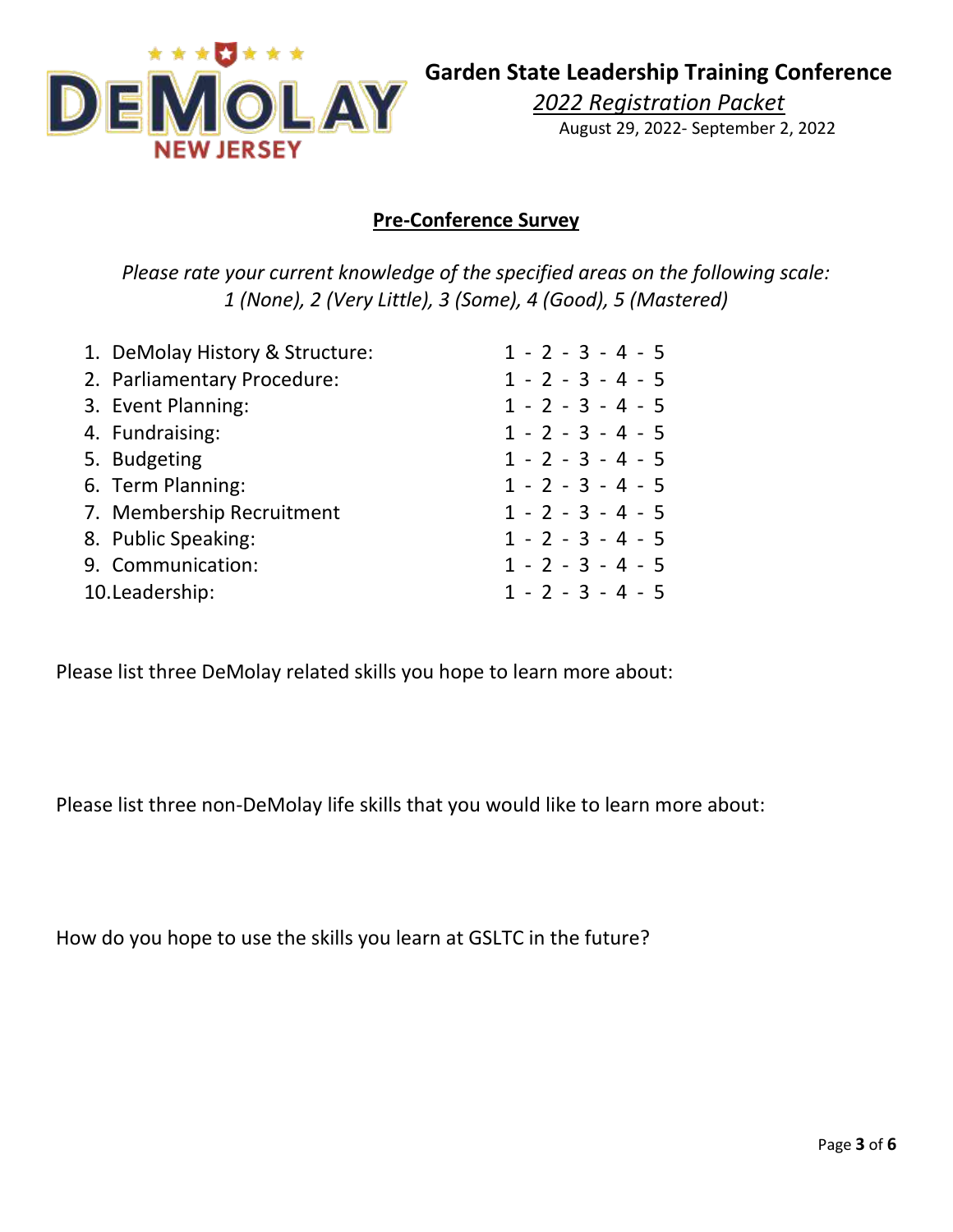**Garden State Leadership Training Conference**

*2022 Registration Packet*

August 29, 2022- September 2, 2022

## Pre-Conference Survey

*Please rate your current knowledge of the specified areas on the following scale:*
*1 (None), 2 (Very Little), 3 (Some), 4 (Good), 5 (Mastered)*

1. DeMolay History & Structure: 1 - 2 - 3 - 4 - 5
2. Parliamentary Procedure: 1 - 2 - 3 - 4 - 5
3. Event Planning: 1 - 2 - 3 - 4 - 5
4. Fundraising: 1 - 2 - 3 - 4 - 5
5. Budgeting 1 - 2 - 3 - 4 - 5
6. Term Planning: 1 - 2 - 3 - 4 - 5
7. Membership Recruitment 1 - 2 - 3 - 4 - 5
8. Public Speaking: 1 - 2 - 3 - 4 - 5
9. Communication: 1 - 2 - 3 - 4 - 5
10. Leadership: 1 - 2 - 3 - 4 - 5

Please list three DeMolay related skills you hope to learn more about:

Please list three non-DeMolay life skills that you would like to learn more about:

How do you hope to use the skills you learn at GSLTC in the future?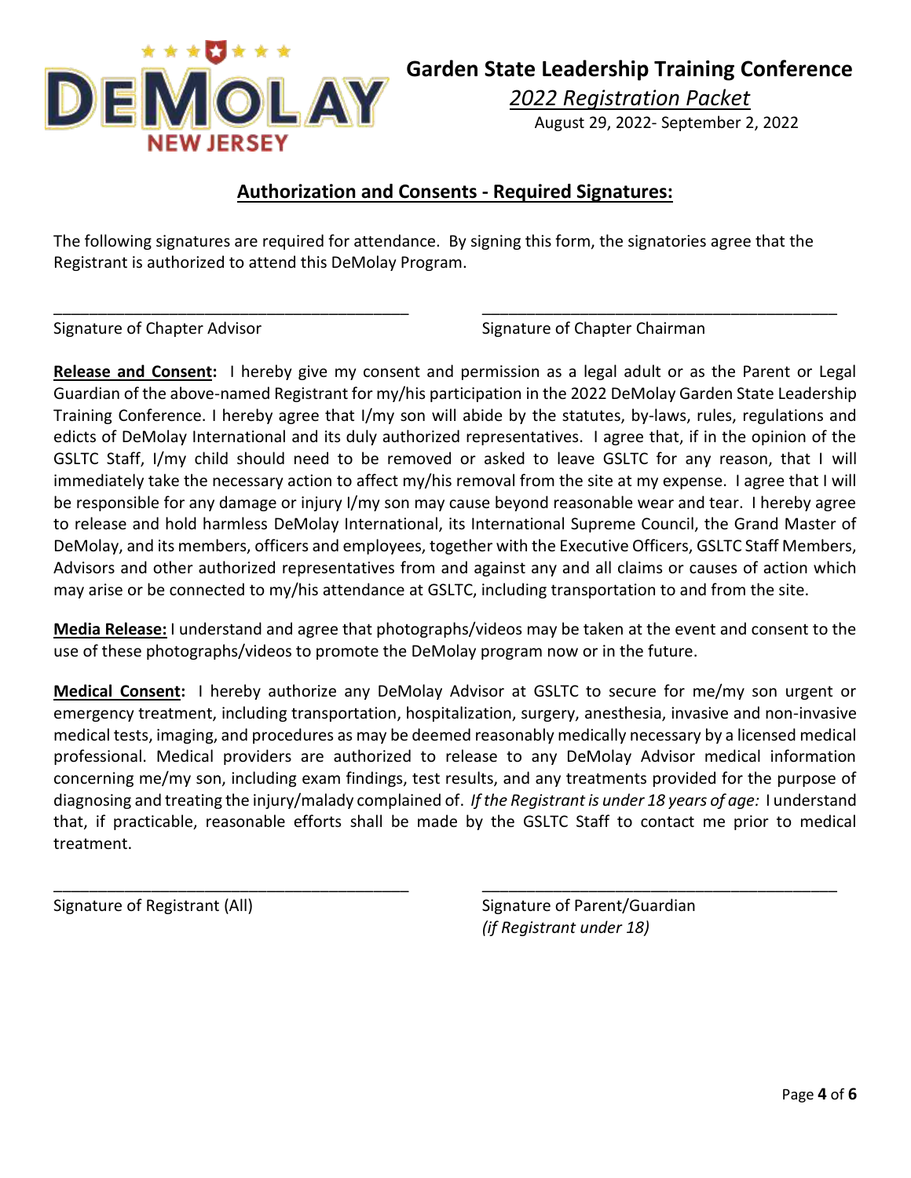**Garden State Leadership Training Conference**

*2022 Registration Packet*

August 29, 2022- September 2, 2022

## Authorization and Consents - Required Signatures:

The following signatures are required for attendance. By signing this form, the signatories agree that the Registrant is authorized to attend this DeMolay Program.

\_\_\_\_\_\_\_\_\_\_\_\_\_\_\_\_\_\_\_\_\_\_\_\_\_\_\_\_\_\_\_\_\_\_\_\_\_\_\_\_ \_\_\_\_\_\_\_\_\_\_\_\_\_\_\_\_\_\_\_\_\_\_\_\_\_\_\_\_\_\_\_\_\_\_\_\_\_\_\_\_

Signature of Chapter Advisor Signature of Chapter Chairman

**Release and Consent:** I hereby give my consent and permission as a legal adult or as the Parent or Legal Guardian of the above-named Registrant for my/his participation in the 2022 DeMolay Garden State Leadership Training Conference. I hereby agree that I/my son will abide by the statutes, by-laws, rules, regulations and edicts of DeMolay International and its duly authorized representatives. I agree that, if in the opinion of the GSLTC Staff, I/my child should need to be removed or asked to leave GSLTC for any reason, that I will immediately take the necessary action to affect my/his removal from the site at my expense. I agree that I will be responsible for any damage or injury I/my son may cause beyond reasonable wear and tear. I hereby agree to release and hold harmless DeMolay International, its International Supreme Council, the Grand Master of DeMolay, and its members, officers and employees, together with the Executive Officers, GSLTC Staff Members, Advisors and other authorized representatives from and against any and all claims or causes of action which may arise or be connected to my/his attendance at GSLTC, including transportation to and from the site.

**Media Release:** I understand and agree that photographs/videos may be taken at the event and consent to the use of these photographs/videos to promote the DeMolay program now or in the future.

**Medical Consent:** I hereby authorize any DeMolay Advisor at GSLTC to secure for me/my son urgent or emergency treatment, including transportation, hospitalization, surgery, anesthesia, invasive and non-invasive medical tests, imaging, and procedures as may be deemed reasonably medically necessary by a licensed medical professional. Medical providers are authorized to release to any DeMolay Advisor medical information concerning me/my son, including exam findings, test results, and any treatments provided for the purpose of diagnosing and treating the injury/malady complained of. *If the Registrant is under 18 years of age:* I understand that, if practicable, reasonable efforts shall be made by the GSLTC Staff to contact me prior to medical treatment.

\_\_\_\_\_\_\_\_\_\_\_\_\_\_\_\_\_\_\_\_\_\_\_\_\_\_\_\_\_\_\_\_\_\_\_\_\_\_\_\_ \_\_\_\_\_\_\_\_\_\_\_\_\_\_\_\_\_\_\_\_\_\_\_\_\_\_\_\_\_\_\_\_\_\_\_\_\_\_\_\_

Signature of Registrant (All) Signature of Parent/Guardian *(if Registrant under 18)*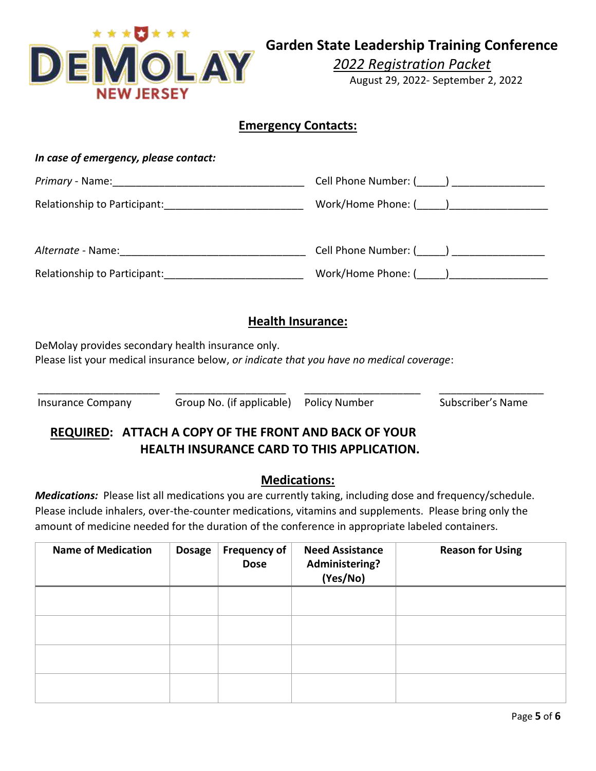# Garden State Leadership Training Conference

*2022 Registration Packet*

August 29, 2022- September 2, 2022

## Emergency Contacts:

***In case of emergency, please contact:***

*Primary* - Name:_________________________________ Cell Phone Number: (_____) ________________

Relationship to Participant:________________________ Work/Home Phone: (_____)_________________

*Alternate* - Name:________________________________ Cell Phone Number: (_____) ________________

Relationship to Participant:________________________ Work/Home Phone: (_____)_________________

## Health Insurance:

DeMolay provides secondary health insurance only.
Please list your medical insurance below, *or indicate that you have no medical coverage*:

_____________________ ___________________ ____________________ __________________

Insurance Company    Group No. (if applicable)    Policy Number    Subscriber's Name

**REQUIRED: ATTACH A COPY OF THE FRONT AND BACK OF YOUR HEALTH INSURANCE CARD TO THIS APPLICATION.**

## Medications:

***Medications:*** Please list all medications you are currently taking, including dose and frequency/schedule. Please include inhalers, over-the-counter medications, vitamins and supplements. Please bring only the amount of medicine needed for the duration of the conference in appropriate labeled containers.

| Name of Medication | Dosage | Frequency of Dose | Need Assistance Administering? (Yes/No) | Reason for Using |
|---|---|---|---|---|
| | | | | |
| | | | | |
| | | | | |
| | | | | |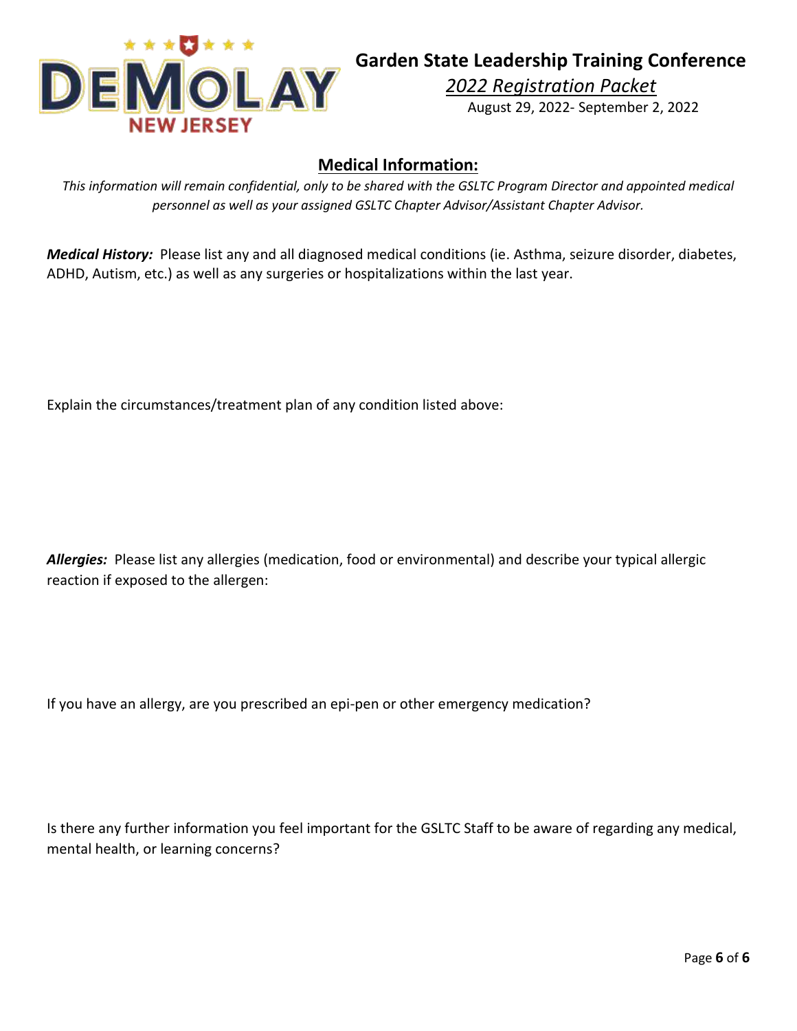# Garden State Leadership Training Conference

*2022 Registration Packet*

August 29, 2022- September 2, 2022

## Medical Information:

*This information will remain confidential, only to be shared with the GSLTC Program Director and appointed medical personnel as well as your assigned GSLTC Chapter Advisor/Assistant Chapter Advisor.*

***Medical History:*** Please list any and all diagnosed medical conditions (ie. Asthma, seizure disorder, diabetes, ADHD, Autism, etc.) as well as any surgeries or hospitalizations within the last year.

Explain the circumstances/treatment plan of any condition listed above:

***Allergies:*** Please list any allergies (medication, food or environmental) and describe your typical allergic reaction if exposed to the allergen:

If you have an allergy, are you prescribed an epi-pen or other emergency medication?

Is there any further information you feel important for the GSLTC Staff to be aware of regarding any medical, mental health, or learning concerns?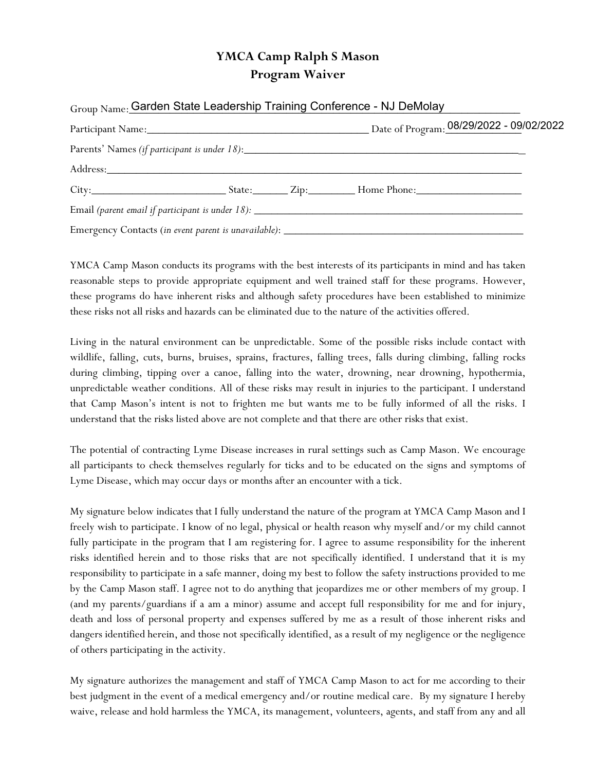# YMCA Camp Ralph S Mason
## Program Waiver

Group Name: Garden State Leadership Training Conference - NJ DeMolay

Participant Name:________________________________ Date of Program: 08/29/2022 - 09/02/2022

Parents' Names *(if participant is under 18)*:________________________________________

Address:________________________________________________________________

City:____________________ State:______ Zip:________ Home Phone:________________

Email *(parent email if participant is under 18)*: ________________________________________

Emergency Contacts (*in event parent is unavailable*): ____________________________________

YMCA Camp Mason conducts its programs with the best interests of its participants in mind and has taken reasonable steps to provide appropriate equipment and well trained staff for these programs. However, these programs do have inherent risks and although safety procedures have been established to minimize these risks not all risks and hazards can be eliminated due to the nature of the activities offered.

Living in the natural environment can be unpredictable. Some of the possible risks include contact with wildlife, falling, cuts, burns, bruises, sprains, fractures, falling trees, falls during climbing, falling rocks during climbing, tipping over a canoe, falling into the water, drowning, near drowning, hypothermia, unpredictable weather conditions. All of these risks may result in injuries to the participant. I understand that Camp Mason's intent is not to frighten me but wants me to be fully informed of all the risks. I understand that the risks listed above are not complete and that there are other risks that exist.

The potential of contracting Lyme Disease increases in rural settings such as Camp Mason. We encourage all participants to check themselves regularly for ticks and to be educated on the signs and symptoms of Lyme Disease, which may occur days or months after an encounter with a tick.

My signature below indicates that I fully understand the nature of the program at YMCA Camp Mason and I freely wish to participate. I know of no legal, physical or health reason why myself and/or my child cannot fully participate in the program that I am registering for. I agree to assume responsibility for the inherent risks identified herein and to those risks that are not specifically identified. I understand that it is my responsibility to participate in a safe manner, doing my best to follow the safety instructions provided to me by the Camp Mason staff. I agree not to do anything that jeopardizes me or other members of my group. I (and my parents/guardians if a am a minor) assume and accept full responsibility for me and for injury, death and loss of personal property and expenses suffered by me as a result of those inherent risks and dangers identified herein, and those not specifically identified, as a result of my negligence or the negligence of others participating in the activity.

My signature authorizes the management and staff of YMCA Camp Mason to act for me according to their best judgment in the event of a medical emergency and/or routine medical care. By my signature I hereby waive, release and hold harmless the YMCA, its management, volunteers, agents, and staff from any and all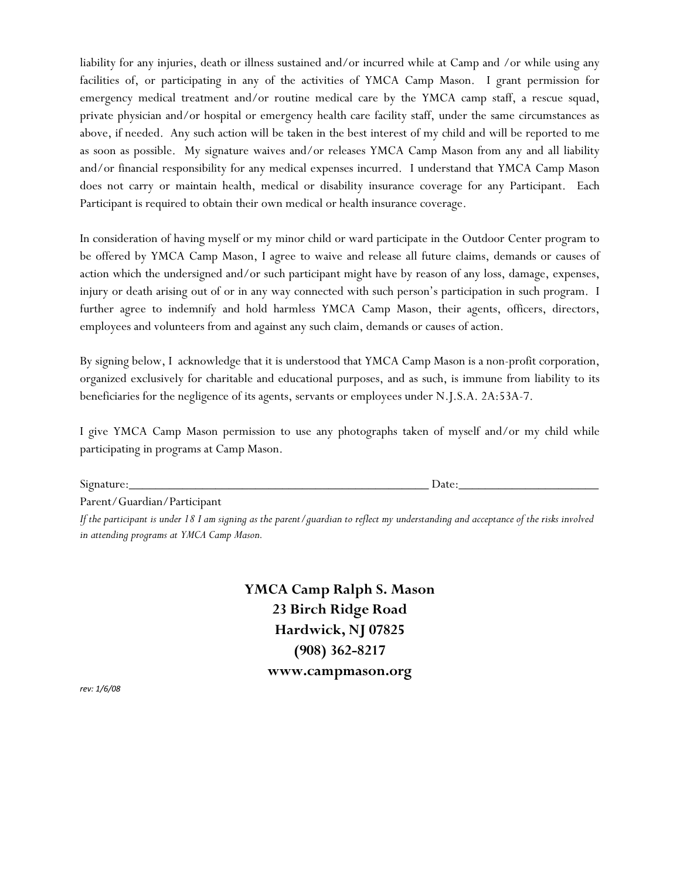liability for any injuries, death or illness sustained and/or incurred while at Camp and /or while using any facilities of, or participating in any of the activities of YMCA Camp Mason. I grant permission for emergency medical treatment and/or routine medical care by the YMCA camp staff, a rescue squad, private physician and/or hospital or emergency health care facility staff, under the same circumstances as above, if needed. Any such action will be taken in the best interest of my child and will be reported to me as soon as possible. My signature waives and/or releases YMCA Camp Mason from any and all liability and/or financial responsibility for any medical expenses incurred. I understand that YMCA Camp Mason does not carry or maintain health, medical or disability insurance coverage for any Participant. Each Participant is required to obtain their own medical or health insurance coverage.

In consideration of having myself or my minor child or ward participate in the Outdoor Center program to be offered by YMCA Camp Mason, I agree to waive and release all future claims, demands or causes of action which the undersigned and/or such participant might have by reason of any loss, damage, expenses, injury or death arising out of or in any way connected with such person's participation in such program. I further agree to indemnify and hold harmless YMCA Camp Mason, their agents, officers, directors, employees and volunteers from and against any such claim, demands or causes of action.

By signing below, I acknowledge that it is understood that YMCA Camp Mason is a non-profit corporation, organized exclusively for charitable and educational purposes, and as such, is immune from liability to its beneficiaries for the negligence of its agents, servants or employees under N.J.S.A. 2A:53A-7.

I give YMCA Camp Mason permission to use any photographs taken of myself and/or my child while participating in programs at Camp Mason.

Signature:_______________________________________________ Date:_____________________

Parent/Guardian/Participant

*If the participant is under 18 I am signing as the parent/guardian to reflect my understanding and acceptance of the risks involved in attending programs at YMCA Camp Mason.*

**YMCA Camp Ralph S. Mason**
**23 Birch Ridge Road**
**Hardwick, NJ 07825**
**(908) 362-8217**
**www.campmason.org**

*rev: 1/6/08*